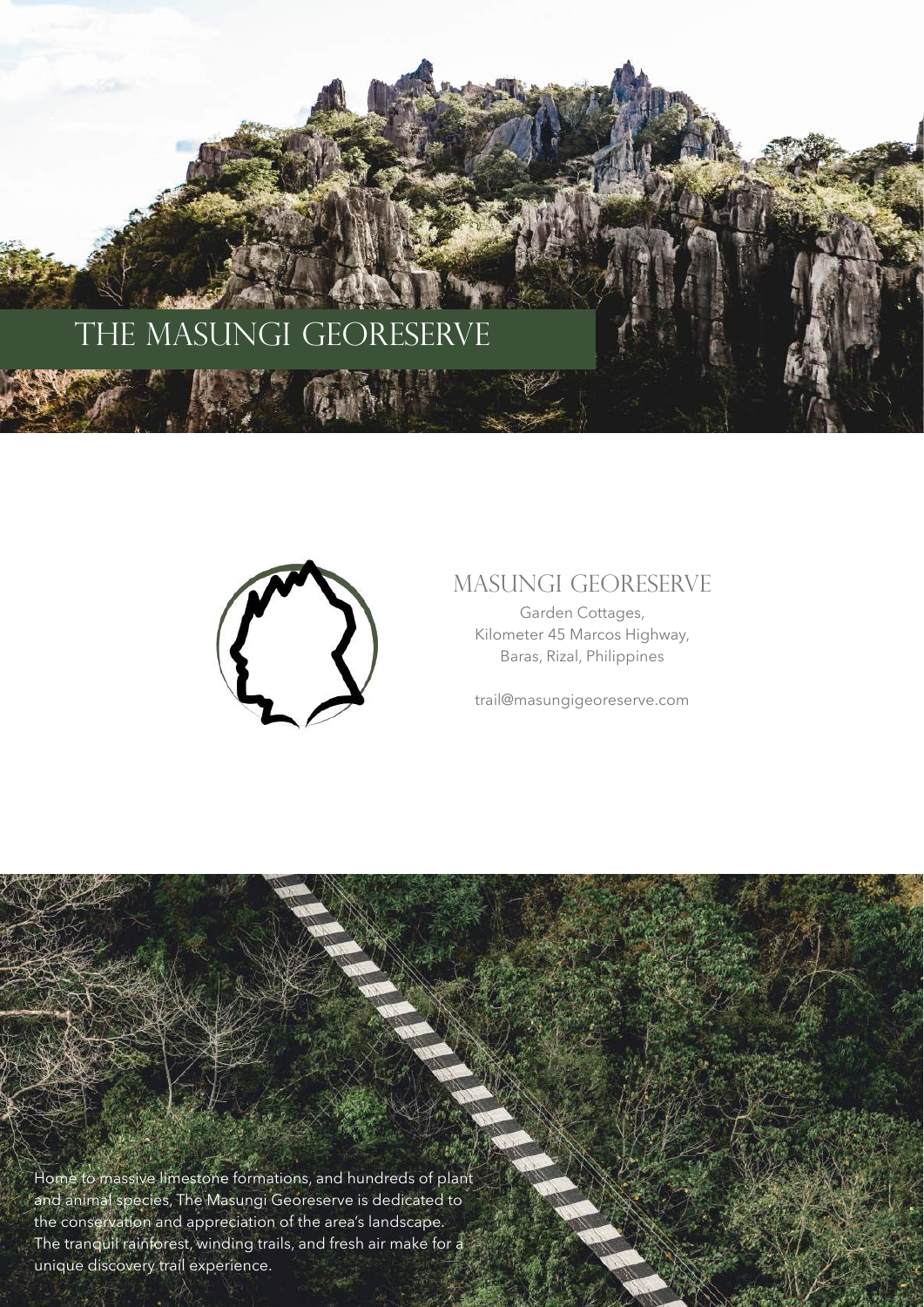# THE MASUNGI GEORESERVE

## MASUNGI GEORESERVE

Garden Cottages,
Kilometer 45 Marcos Highway,
Baras, Rizal, Philippines

trail@masungigeoreserve.com

Home to massive limestone formations, and hundreds of plant and animal species, The Masungi Georeserve is dedicated to the conservation and appreciation of the area's landscape. The tranquil rainforest, winding trails, and fresh air make for a unique discovery trail experience.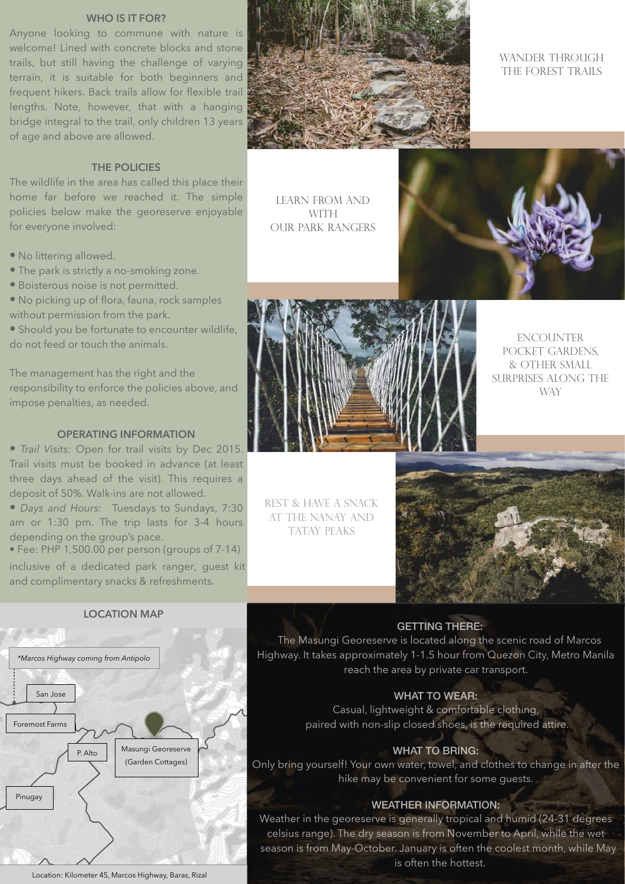## WHO IS IT FOR?

Anyone looking to commune with nature is welcome! Lined with concrete blocks and stone trails, but still having the challenge of varying terrain, it is suitable for both beginners and frequent hikers. Back trails allow for flexible trail lengths. Note, however, that with a hanging bridge integral to the trail, only children 13 years of age and above are allowed.

## THE POLICIES

The wildlife in the area has called this place their home far before we reached it. The simple policies below make the georeserve enjoyable for everyone involved:

- No littering allowed.
- The park is strictly a no-smoking zone.
- Boisterous noise is not permitted.
- No picking up of flora, fauna, rock samples without permission from the park.
- Should you be fortunate to encounter wildlife, do not feed or touch the animals.

The management has the right and the responsibility to enforce the policies above, and impose penalties, as needed.

## OPERATING INFORMATION

- *Trail Visits:* Open for trail visits by Dec 2015. Trail visits must be booked in advance (at least three days ahead of the visit). This requires a deposit of 50%. Walk-ins are not allowed.
- *Days and Hours:* Tuesdays to Sundays, 7:30 am or 1:30 pm. The trip lasts for 3-4 hours depending on the group's pace.
- Fee: PHP 1,500.00 per person (groups of 7-14) inclusive of a dedicated park ranger, guest kit and complimentary snacks & refreshments.

WANDER THROUGH THE FOREST TRAILS

LEARN FROM AND WITH OUR PARK RANGERS

ENCOUNTER POCKET GARDENS, & OTHER SMALL SURPRISES ALONG THE WAY

REST & HAVE A SNACK AT THE NANAY AND TATAY PEAKS

## LOCATION MAP

*Marcos Highway coming from Antipolo

San Jose

Foremost Farms

P. Alto

Masungi Georeserve (Garden Cottages)

Pinugay

Location: Kilometer 45, Marcos Highway, Baras, Rizal

## GETTING THERE:

The Masungi Georeserve is located along the scenic road of Marcos Highway. It takes approximately 1-1.5 hour from Quezon City, Metro Manila reach the area by private car transport.

## WHAT TO WEAR:

Casual, lightweight & comfortable clothing, paired with non-slip closed shoes, is the required attire.

## WHAT TO BRING:

Only bring yourself! Your own water, towel, and clothes to change in after the hike may be convenient for some guests.

## WEATHER INFORMATION:

Weather in the georeserve is generally tropical and humid (24-31 degrees celsius range). The dry season is from November to April, while the wet season is from May-October. January is often the coolest month, while May is often the hottest.